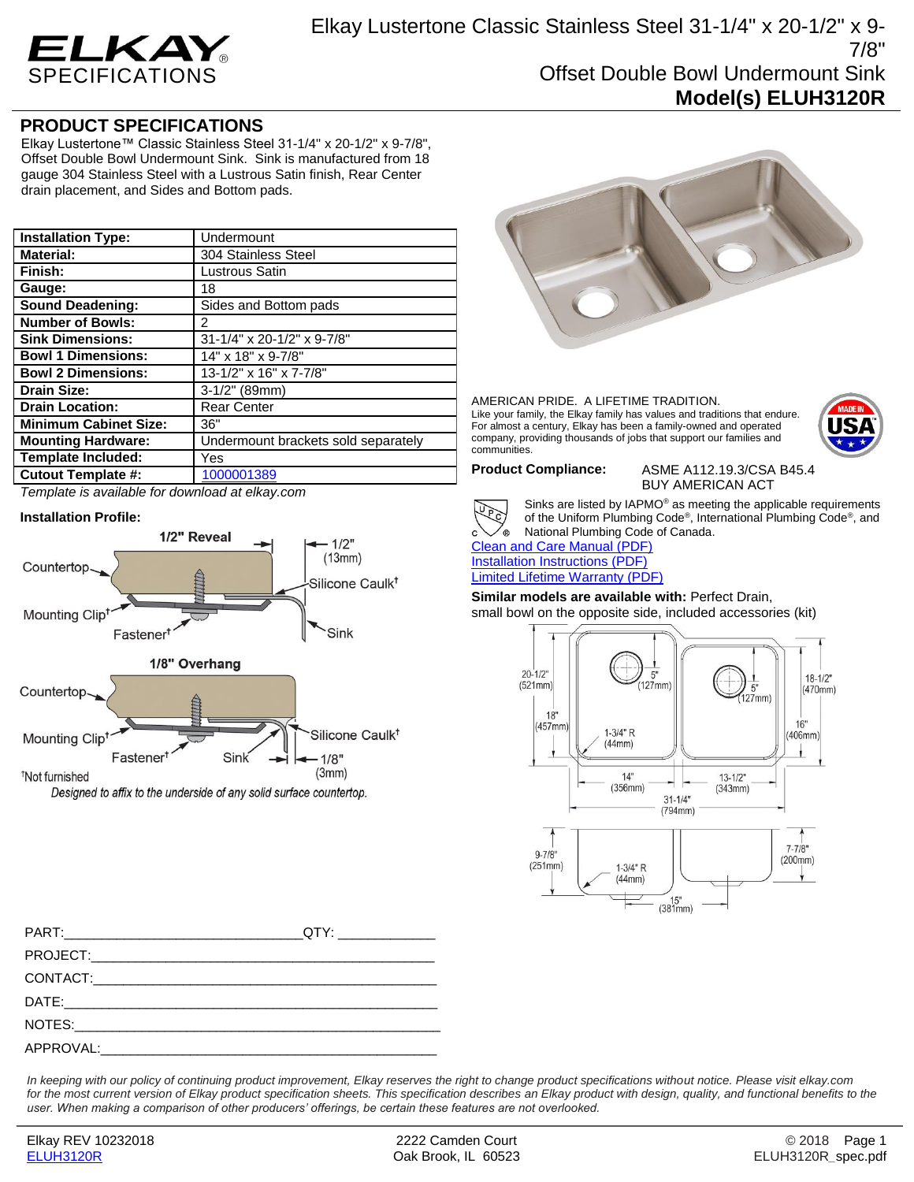# Elkay Lustertone Classic Stainless Steel 31-1/4" x 20-1/2" x 9-7/8" Offset Double Bowl Undermount Sink

## Model(s) ELUH3120R

ELKAY SPECIFICATIONS

## PRODUCT SPECIFICATIONS

Elkay Lustertone™ Classic Stainless Steel 31-1/4" x 20-1/2" x 9-7/8", Offset Double Bowl Undermount Sink. Sink is manufactured from 18 gauge 304 Stainless Steel with a Lustrous Satin finish, Rear Center drain placement, and Sides and Bottom pads.

| | |
|---|---|
| **Installation Type:** | Undermount |
| **Material:** | 304 Stainless Steel |
| **Finish:** | Lustrous Satin |
| **Gauge:** | 18 |
| **Sound Deadening:** | Sides and Bottom pads |
| **Number of Bowls:** | 2 |
| **Sink Dimensions:** | 31-1/4" x 20-1/2" x 9-7/8" |
| **Bowl 1 Dimensions:** | 14" x 18" x 9-7/8" |
| **Bowl 2 Dimensions:** | 13-1/2" x 16" x 7-7/8" |
| **Drain Size:** | 3-1/2" (89mm) |
| **Drain Location:** | Rear Center |
| **Minimum Cabinet Size:** | 36" |
| **Mounting Hardware:** | Undermount brackets sold separately |
| **Template Included:** | Yes |
| **Cutout Template #:** | 1000001389 |

*Template is available for download at elkay.com*

**Installation Profile:**

1/2" Reveal: Countertop, Mounting Clip†, Fastener†, Silicone Caulk†, Sink, 1/2" (13mm)

1/8" Overhang: Countertop, Mounting Clip†, Fastener†, Sink, Silicone Caulk†, 1/8" (3mm)

†Not furnished

*Designed to affix to the underside of any solid surface countertop.*

AMERICAN PRIDE. A LIFETIME TRADITION.
Like your family, the Elkay family has values and traditions that endure. For almost a century, Elkay has been a family-owned and operated company, providing thousands of jobs that support our families and communities.

**Product Compliance:** ASME A112.19.3/CSA B45.4
BUY AMERICAN ACT

Sinks are listed by IAPMO® as meeting the applicable requirements of the Uniform Plumbing Code®, International Plumbing Code®, and National Plumbing Code of Canada.

Clean and Care Manual (PDF)
Installation Instructions (PDF)
Limited Lifetime Warranty (PDF)

**Similar models are available with:** Perfect Drain, small bowl on the opposite side, included accessories (kit)

Dimensions: 20-1/2" (521mm); 18" (457mm); 5" (127mm); 5" (127mm); 18-1/2" (470mm); 16" (406mm); 1-3/4" R (44mm); 14" (356mm); 13-1/2" (343mm); 31-1/4" (794mm); 9-7/8" (251mm); 7-7/8" (200mm); 1-3/4" R (44mm); 15" (381mm)

PART:________________________ QTY: __________

PROJECT:________________________

CONTACT:________________________

DATE:________________________

NOTES:________________________

APPROVAL:________________________

*In keeping with our policy of continuing product improvement, Elkay reserves the right to change product specifications without notice. Please visit elkay.com for the most current version of Elkay product specification sheets. This specification describes an Elkay product with design, quality, and functional benefits to the user. When making a comparison of other producers' offerings, be certain these features are not overlooked.*

Elkay REV 10232018 | 2222 Camden Court, Oak Brook, IL 60523 | © 2018
ELUH3120R | ELUH3120R_spec.pdf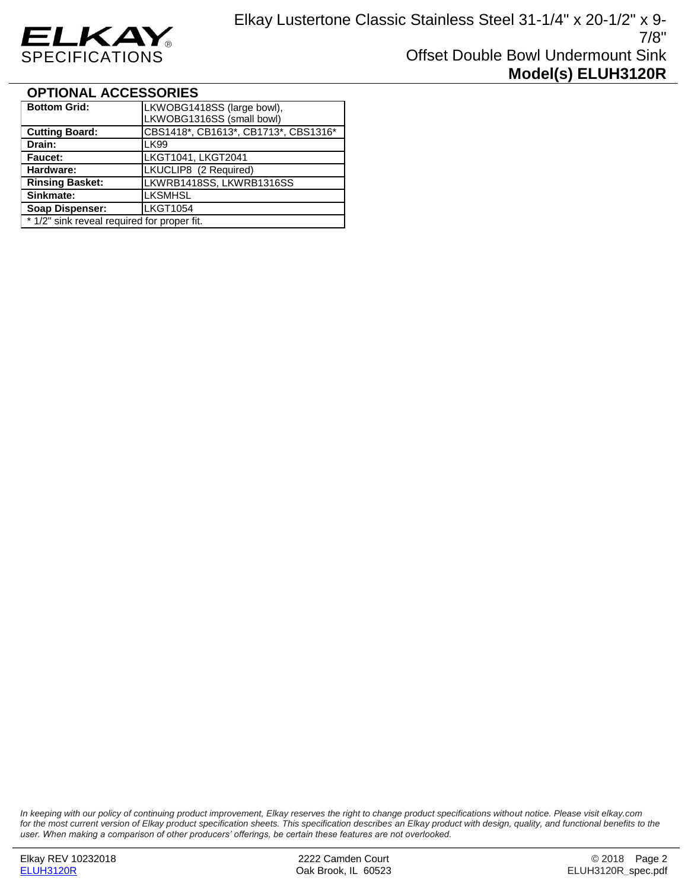## OPTIONAL ACCESSORIES

| | |
|---|---|
| **Bottom Grid:** | LKWOBG1418SS (large bowl), LKWOBG1316SS (small bowl) |
| **Cutting Board:** | CBS1418*, CB1613*, CB1713*, CBS1316* |
| **Drain:** | LK99 |
| **Faucet:** | LKGT1041, LKGT2041 |
| **Hardware:** | LKUCLIP8 (2 Required) |
| **Rinsing Basket:** | LKWRB1418SS, LKWRB1316SS |
| **Sinkmate:** | LKSMHSL |
| **Soap Dispenser:** | LKGT1054 |
| * 1/2" sink reveal required for proper fit. | |

*In keeping with our policy of continuing product improvement, Elkay reserves the right to change product specifications without notice. Please visit elkay.com for the most current version of Elkay product specification sheets. This specification describes an Elkay product with design, quality, and functional benefits to the user. When making a comparison of other producers' offerings, be certain these features are not overlooked.*